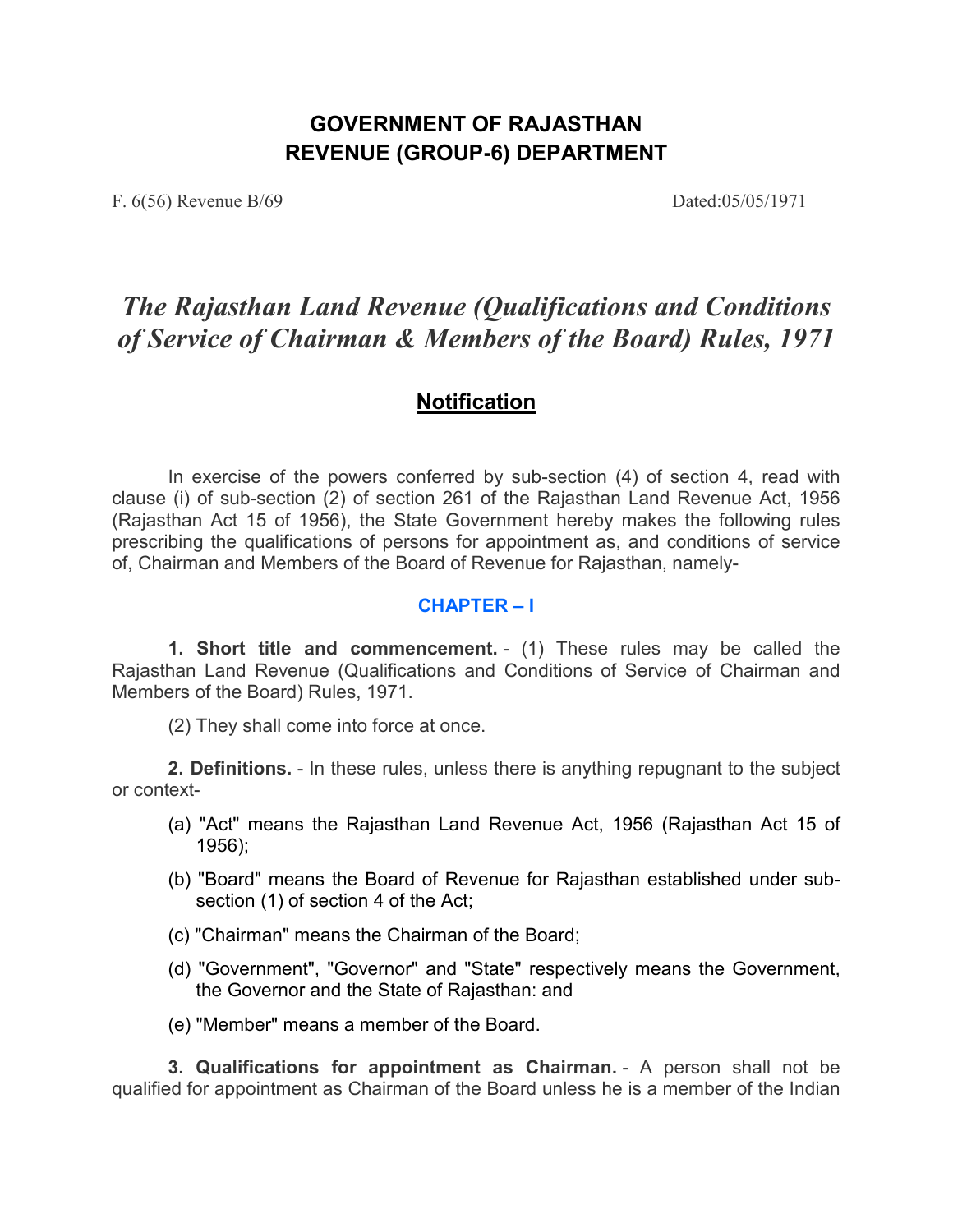# GOVERNMENT OF RAJASTHAN
# REVENUE (GROUP-6) DEPARTMENT

F. 6(56) Revenue B/69 Dated:05/05/1971

## *The Rajasthan Land Revenue (Qualifications and Conditions of Service of Chairman & Members of the Board) Rules, 1971*

### Notification

In exercise of the powers conferred by sub-section (4) of section 4, read with clause (i) of sub-section (2) of section 261 of the Rajasthan Land Revenue Act, 1956 (Rajasthan Act 15 of 1956), the State Government hereby makes the following rules prescribing the qualifications of persons for appointment as, and conditions of service of, Chairman and Members of the Board of Revenue for Rajasthan, namely-

### CHAPTER – I

**1. Short title and commencement.** - (1) These rules may be called the Rajasthan Land Revenue (Qualifications and Conditions of Service of Chairman and Members of the Board) Rules, 1971.

(2) They shall come into force at once.

**2. Definitions.** - In these rules, unless there is anything repugnant to the subject or context-

(a) "Act" means the Rajasthan Land Revenue Act, 1956 (Rajasthan Act 15 of 1956);

(b) "Board" means the Board of Revenue for Rajasthan established under sub-section (1) of section 4 of the Act;

(c) "Chairman" means the Chairman of the Board;

(d) "Government", "Governor" and "State" respectively means the Government, the Governor and the State of Rajasthan: and

(e) "Member" means a member of the Board.

**3. Qualifications for appointment as Chairman.** - A person shall not be qualified for appointment as Chairman of the Board unless he is a member of the Indian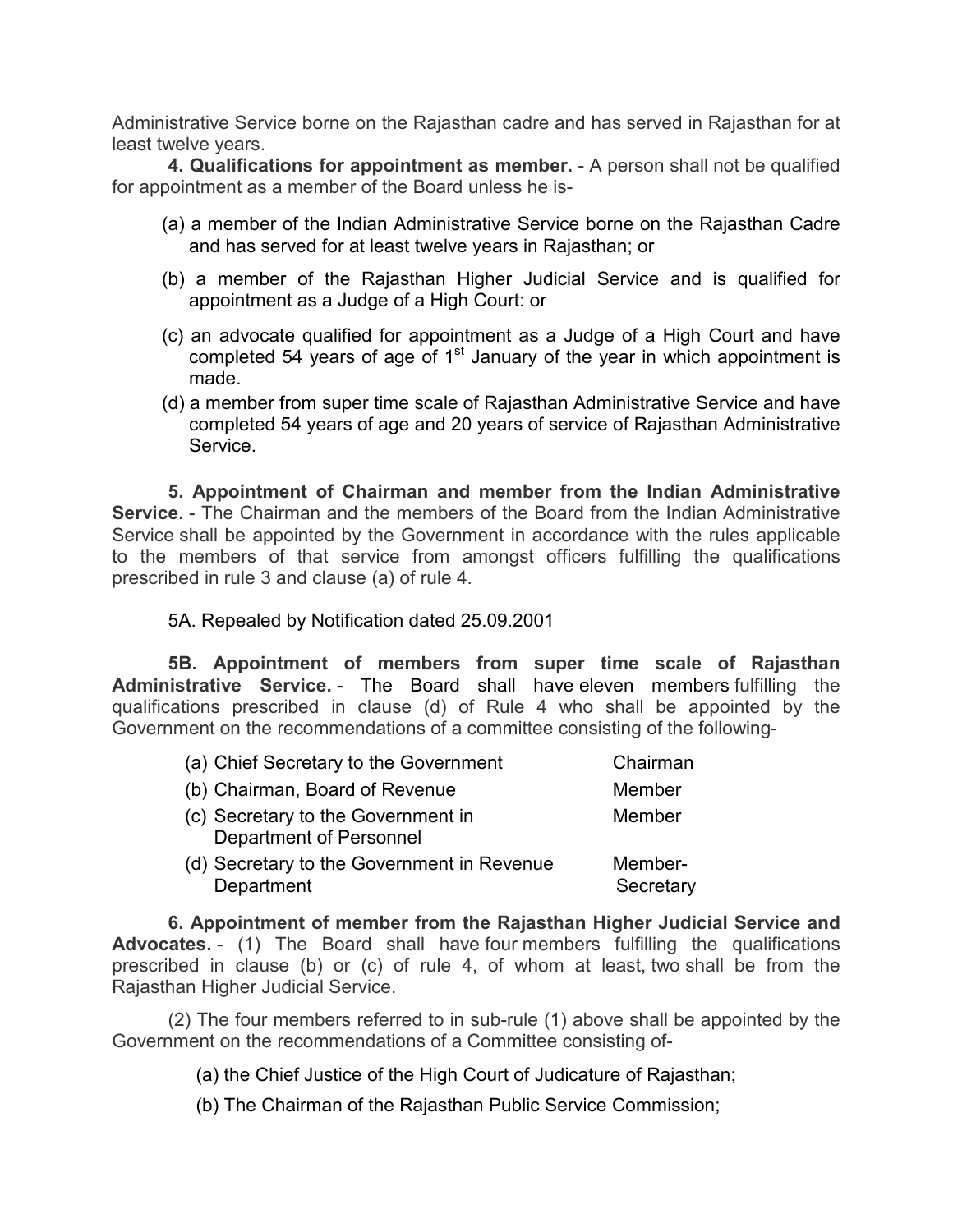Administrative Service borne on the Rajasthan cadre and has served in Rajasthan for at least twelve years.

**4. Qualifications for appointment as member.** - A person shall not be qualified for appointment as a member of the Board unless he is-

(a) a member of the Indian Administrative Service borne on the Rajasthan Cadre and has served for at least twelve years in Rajasthan; or

(b) a member of the Rajasthan Higher Judicial Service and is qualified for appointment as a Judge of a High Court: or

(c) an advocate qualified for appointment as a Judge of a High Court and have completed 54 years of age of 1st January of the year in which appointment is made.

(d) a member from super time scale of Rajasthan Administrative Service and have completed 54 years of age and 20 years of service of Rajasthan Administrative Service.

**5. Appointment of Chairman and member from the Indian Administrative Service.** - The Chairman and the members of the Board from the Indian Administrative Service shall be appointed by the Government in accordance with the rules applicable to the members of that service from amongst officers fulfilling the qualifications prescribed in rule 3 and clause (a) of rule 4.

5A. Repealed by Notification dated 25.09.2001

**5B. Appointment of members from super time scale of Rajasthan Administrative Service.** - The Board shall have eleven members fulfilling the qualifications prescribed in clause (d) of Rule 4 who shall be appointed by the Government on the recommendations of a committee consisting of the following-

| | |
|---|---|
| (a) Chief Secretary to the Government | Chairman |
| (b) Chairman, Board of Revenue | Member |
| (c) Secretary to the Government in Department of Personnel | Member |
| (d) Secretary to the Government in Revenue Department | Member-Secretary |

**6. Appointment of member from the Rajasthan Higher Judicial Service and Advocates.** - (1) The Board shall have four members fulfilling the qualifications prescribed in clause (b) or (c) of rule 4, of whom at least, two shall be from the Rajasthan Higher Judicial Service.

(2) The four members referred to in sub-rule (1) above shall be appointed by the Government on the recommendations of a Committee consisting of-

(a) the Chief Justice of the High Court of Judicature of Rajasthan;

(b) The Chairman of the Rajasthan Public Service Commission;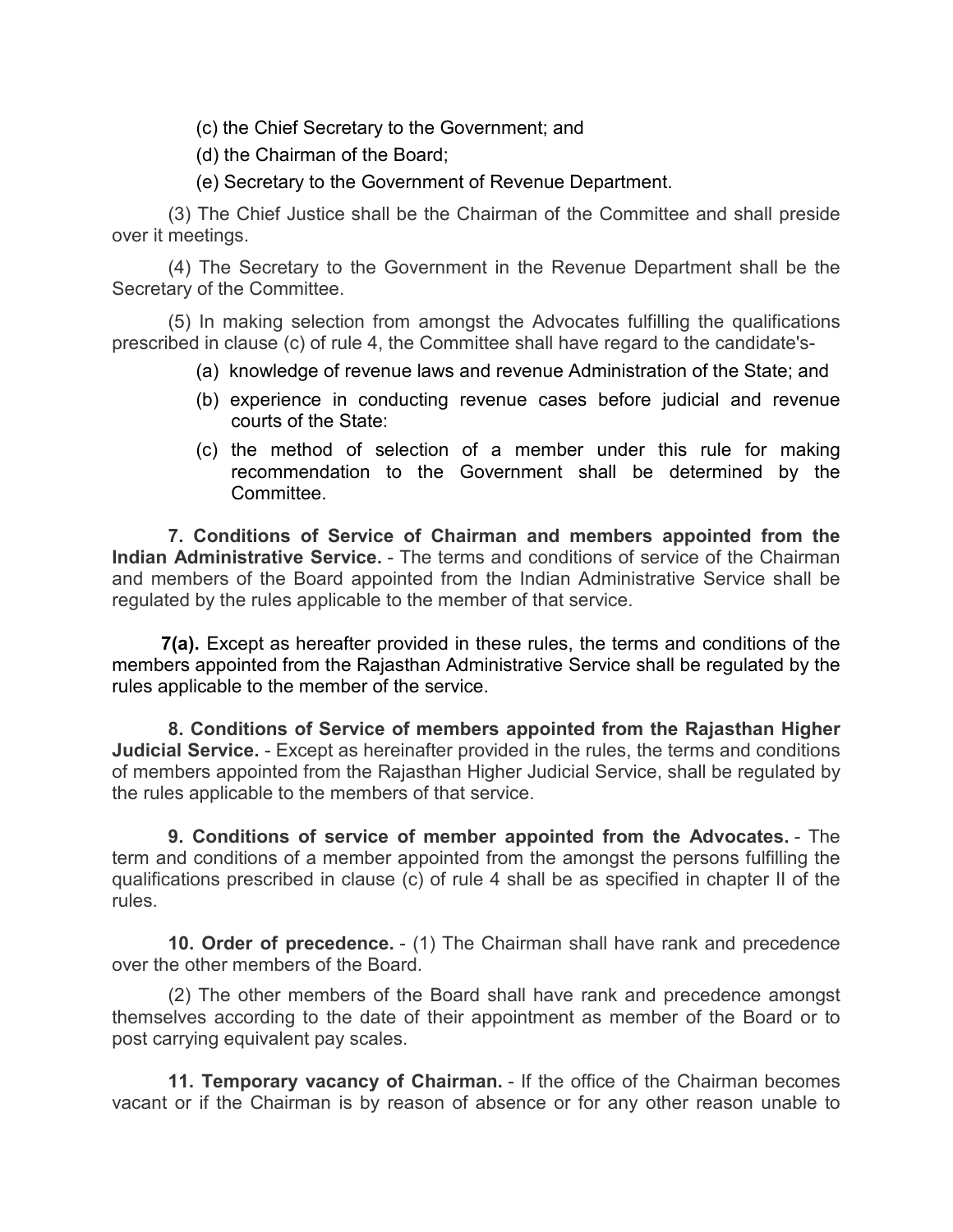(c) the Chief Secretary to the Government; and

(d) the Chairman of the Board;

(e) Secretary to the Government of Revenue Department.

(3) The Chief Justice shall be the Chairman of the Committee and shall preside over it meetings.

(4) The Secretary to the Government in the Revenue Department shall be the Secretary of the Committee.

(5) In making selection from amongst the Advocates fulfilling the qualifications prescribed in clause (c) of rule 4, the Committee shall have regard to the candidate's-

(a) knowledge of revenue laws and revenue Administration of the State; and

(b) experience in conducting revenue cases before judicial and revenue courts of the State:

(c) the method of selection of a member under this rule for making recommendation to the Government shall be determined by the Committee.

**7. Conditions of Service of Chairman and members appointed from the Indian Administrative Service.** - The terms and conditions of service of the Chairman and members of the Board appointed from the Indian Administrative Service shall be regulated by the rules applicable to the member of that service.

**7(a).** Except as hereafter provided in these rules, the terms and conditions of the members appointed from the Rajasthan Administrative Service shall be regulated by the rules applicable to the member of the service.

**8. Conditions of Service of members appointed from the Rajasthan Higher Judicial Service.** - Except as hereinafter provided in the rules, the terms and conditions of members appointed from the Rajasthan Higher Judicial Service, shall be regulated by the rules applicable to the members of that service.

**9. Conditions of service of member appointed from the Advocates.** - The term and conditions of a member appointed from the amongst the persons fulfilling the qualifications prescribed in clause (c) of rule 4 shall be as specified in chapter II of the rules.

**10. Order of precedence.** - (1) The Chairman shall have rank and precedence over the other members of the Board.

(2) The other members of the Board shall have rank and precedence amongst themselves according to the date of their appointment as member of the Board or to post carrying equivalent pay scales.

**11. Temporary vacancy of Chairman.** - If the office of the Chairman becomes vacant or if the Chairman is by reason of absence or for any other reason unable to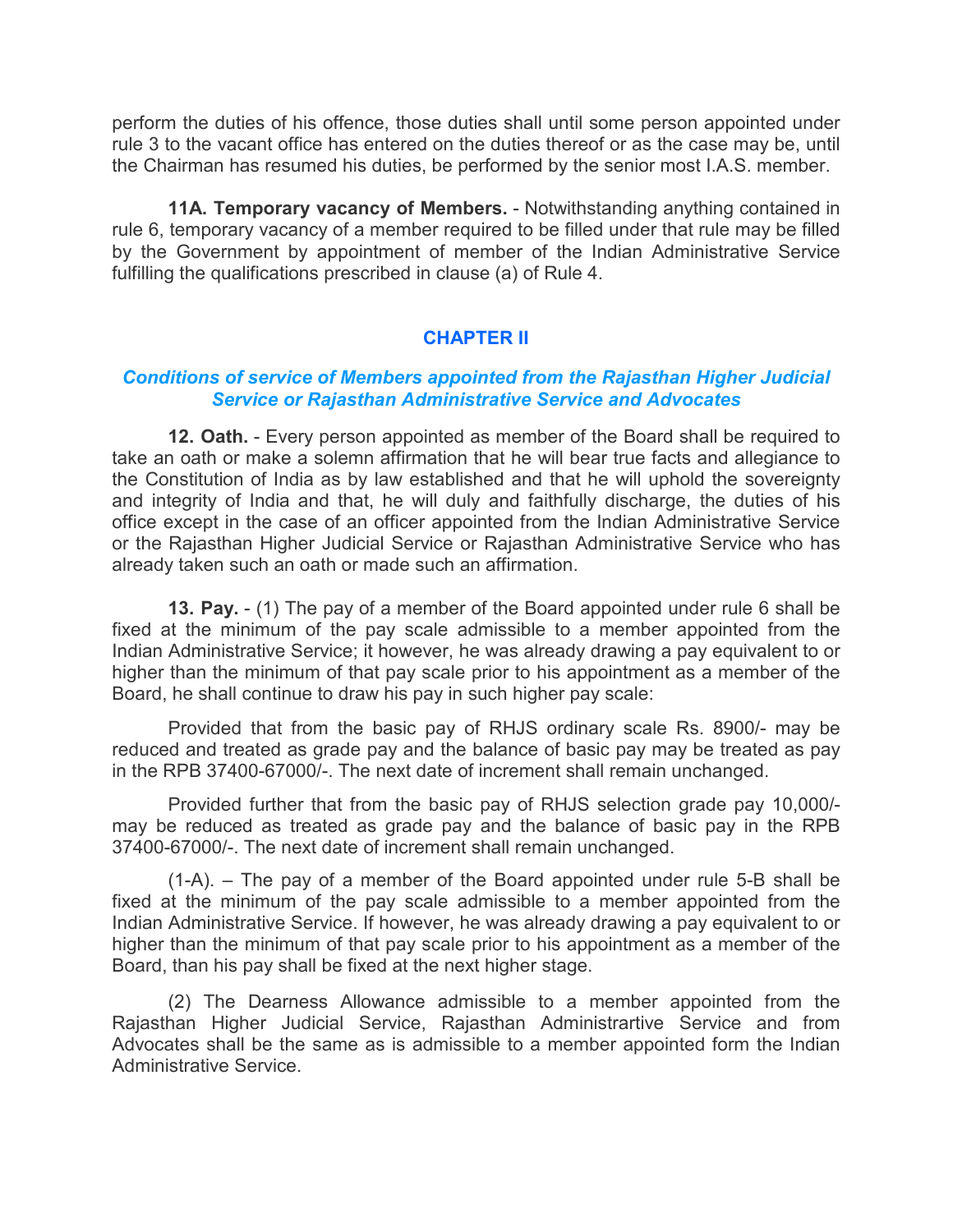perform the duties of his offence, those duties shall until some person appointed under rule 3 to the vacant office has entered on the duties thereof or as the case may be, until the Chairman has resumed his duties, be performed by the senior most I.A.S. member.

**11A. Temporary vacancy of Members.** - Notwithstanding anything contained in rule 6, temporary vacancy of a member required to be filled under that rule may be filled by the Government by appointment of member of the Indian Administrative Service fulfilling the qualifications prescribed in clause (a) of Rule 4.

## CHAPTER II

### *Conditions of service of Members appointed from the Rajasthan Higher Judicial Service or Rajasthan Administrative Service and Advocates*

**12. Oath.** - Every person appointed as member of the Board shall be required to take an oath or make a solemn affirmation that he will bear true facts and allegiance to the Constitution of India as by law established and that he will uphold the sovereignty and integrity of India and that, he will duly and faithfully discharge, the duties of his office except in the case of an officer appointed from the Indian Administrative Service or the Rajasthan Higher Judicial Service or Rajasthan Administrative Service who has already taken such an oath or made such an affirmation.

**13. Pay.** - (1) The pay of a member of the Board appointed under rule 6 shall be fixed at the minimum of the pay scale admissible to a member appointed from the Indian Administrative Service; it however, he was already drawing a pay equivalent to or higher than the minimum of that pay scale prior to his appointment as a member of the Board, he shall continue to draw his pay in such higher pay scale:

Provided that from the basic pay of RHJS ordinary scale Rs. 8900/- may be reduced and treated as grade pay and the balance of basic pay may be treated as pay in the RPB 37400-67000/-. The next date of increment shall remain unchanged.

Provided further that from the basic pay of RHJS selection grade pay 10,000/- may be reduced as treated as grade pay and the balance of basic pay in the RPB 37400-67000/-. The next date of increment shall remain unchanged.

(1-A). – The pay of a member of the Board appointed under rule 5-B shall be fixed at the minimum of the pay scale admissible to a member appointed from the Indian Administrative Service. If however, he was already drawing a pay equivalent to or higher than the minimum of that pay scale prior to his appointment as a member of the Board, than his pay shall be fixed at the next higher stage.

(2) The Dearness Allowance admissible to a member appointed from the Rajasthan Higher Judicial Service, Rajasthan Administrartive Service and from Advocates shall be the same as is admissible to a member appointed form the Indian Administrative Service.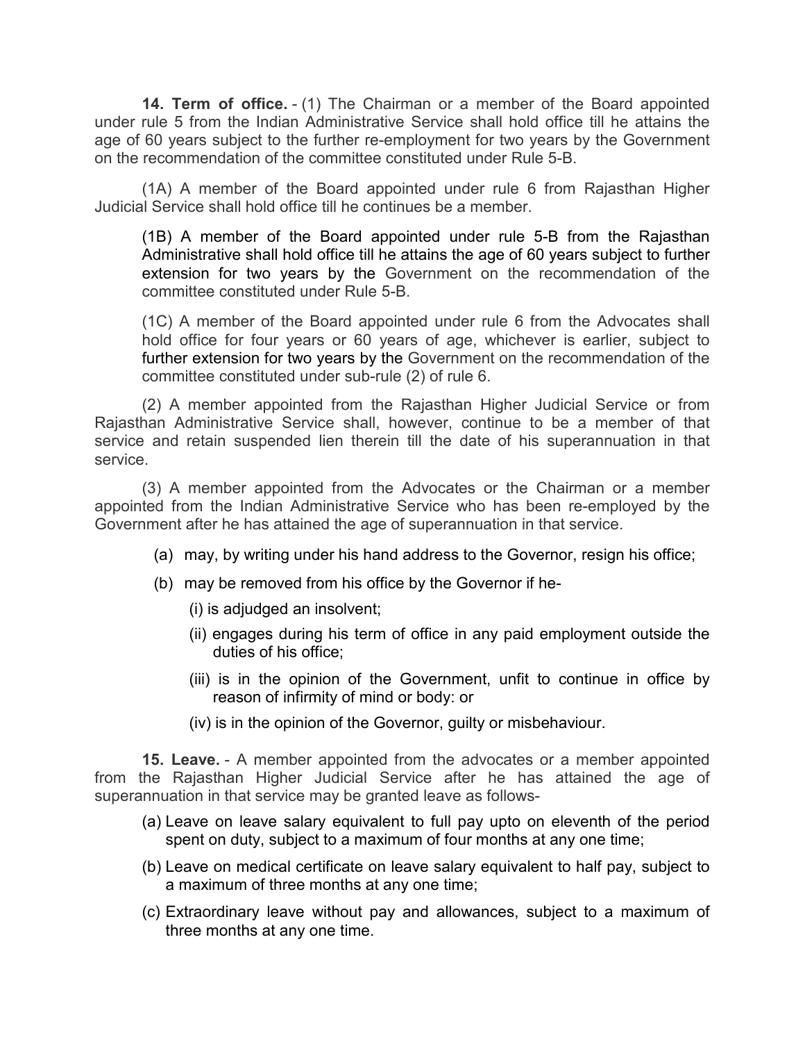**14. Term of office.** - (1) The Chairman or a member of the Board appointed under rule 5 from the Indian Administrative Service shall hold office till he attains the age of 60 years subject to the further re-employment for two years by the Government on the recommendation of the committee constituted under Rule 5-B.

(1A) A member of the Board appointed under rule 6 from Rajasthan Higher Judicial Service shall hold office till he continues be a member.

(1B) A member of the Board appointed under rule 5-B from the Rajasthan Administrative shall hold office till he attains the age of 60 years subject to further extension for two years by the Government on the recommendation of the committee constituted under Rule 5-B.

(1C) A member of the Board appointed under rule 6 from the Advocates shall hold office for four years or 60 years of age, whichever is earlier, subject to further extension for two years by the Government on the recommendation of the committee constituted under sub-rule (2) of rule 6.

(2) A member appointed from the Rajasthan Higher Judicial Service or from Rajasthan Administrative Service shall, however, continue to be a member of that service and retain suspended lien therein till the date of his superannuation in that service.

(3) A member appointed from the Advocates or the Chairman or a member appointed from the Indian Administrative Service who has been re-employed by the Government after he has attained the age of superannuation in that service.

- (a) may, by writing under his hand address to the Governor, resign his office;
- (b) may be removed from his office by the Governor if he-
  - (i) is adjudged an insolvent;
  - (ii) engages during his term of office in any paid employment outside the duties of his office;
  - (iii) is in the opinion of the Government, unfit to continue in office by reason of infirmity of mind or body: or
  - (iv) is in the opinion of the Governor, guilty or misbehaviour.

**15. Leave.** - A member appointed from the advocates or a member appointed from the Rajasthan Higher Judicial Service after he has attained the age of superannuation in that service may be granted leave as follows-

- (a) Leave on leave salary equivalent to full pay upto on eleventh of the period spent on duty, subject to a maximum of four months at any one time;
- (b) Leave on medical certificate on leave salary equivalent to half pay, subject to a maximum of three months at any one time;
- (c) Extraordinary leave without pay and allowances, subject to a maximum of three months at any one time.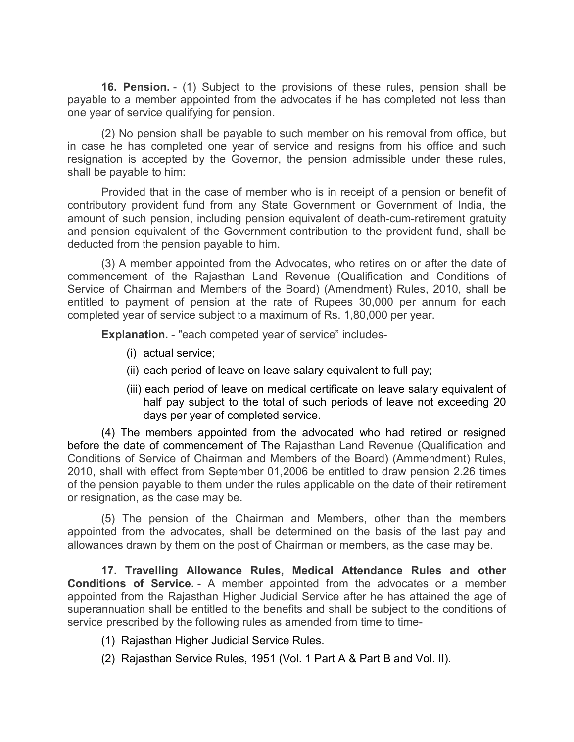**16. Pension.** - (1) Subject to the provisions of these rules, pension shall be payable to a member appointed from the advocates if he has completed not less than one year of service qualifying for pension.

(2) No pension shall be payable to such member on his removal from office, but in case he has completed one year of service and resigns from his office and such resignation is accepted by the Governor, the pension admissible under these rules, shall be payable to him:

Provided that in the case of member who is in receipt of a pension or benefit of contributory provident fund from any State Government or Government of India, the amount of such pension, including pension equivalent of death-cum-retirement gratuity and pension equivalent of the Government contribution to the provident fund, shall be deducted from the pension payable to him.

(3) A member appointed from the Advocates, who retires on or after the date of commencement of the Rajasthan Land Revenue (Qualification and Conditions of Service of Chairman and Members of the Board) (Amendment) Rules, 2010, shall be entitled to payment of pension at the rate of Rupees 30,000 per annum for each completed year of service subject to a maximum of Rs. 1,80,000 per year.

**Explanation.** - "each competed year of service" includes-

(i) actual service;

(ii) each period of leave on leave salary equivalent to full pay;

(iii) each period of leave on medical certificate on leave salary equivalent of half pay subject to the total of such periods of leave not exceeding 20 days per year of completed service.

(4) The members appointed from the advocated who had retired or resigned before the date of commencement of The Rajasthan Land Revenue (Qualification and Conditions of Service of Chairman and Members of the Board) (Ammendment) Rules, 2010, shall with effect from September 01,2006 be entitled to draw pension 2.26 times of the pension payable to them under the rules applicable on the date of their retirement or resignation, as the case may be.

(5) The pension of the Chairman and Members, other than the members appointed from the advocates, shall be determined on the basis of the last pay and allowances drawn by them on the post of Chairman or members, as the case may be.

**17. Travelling Allowance Rules, Medical Attendance Rules and other Conditions of Service.** - A member appointed from the advocates or a member appointed from the Rajasthan Higher Judicial Service after he has attained the age of superannuation shall be entitled to the benefits and shall be subject to the conditions of service prescribed by the following rules as amended from time to time-

(1) Rajasthan Higher Judicial Service Rules.

(2) Rajasthan Service Rules, 1951 (Vol. 1 Part A & Part B and Vol. II).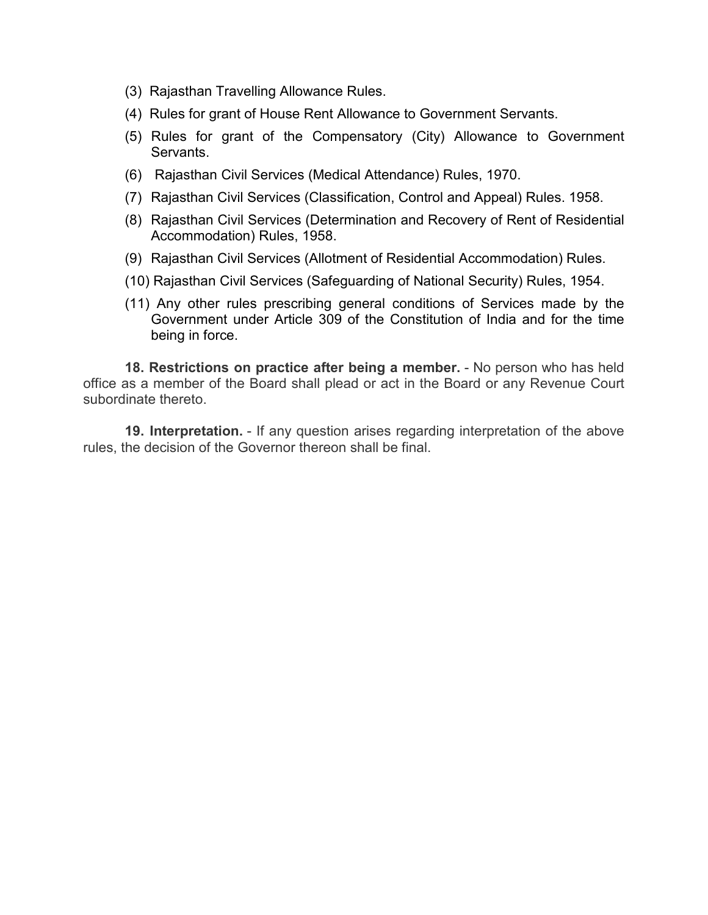(3) Rajasthan Travelling Allowance Rules.

(4) Rules for grant of House Rent Allowance to Government Servants.

(5) Rules for grant of the Compensatory (City) Allowance to Government Servants.

(6) Rajasthan Civil Services (Medical Attendance) Rules, 1970.

(7) Rajasthan Civil Services (Classification, Control and Appeal) Rules. 1958.

(8) Rajasthan Civil Services (Determination and Recovery of Rent of Residential Accommodation) Rules, 1958.

(9) Rajasthan Civil Services (Allotment of Residential Accommodation) Rules.

(10) Rajasthan Civil Services (Safeguarding of National Security) Rules, 1954.

(11) Any other rules prescribing general conditions of Services made by the Government under Article 309 of the Constitution of India and for the time being in force.

**18. Restrictions on practice after being a member.** - No person who has held office as a member of the Board shall plead or act in the Board or any Revenue Court subordinate thereto.

**19. Interpretation.** - If any question arises regarding interpretation of the above rules, the decision of the Governor thereon shall be final.